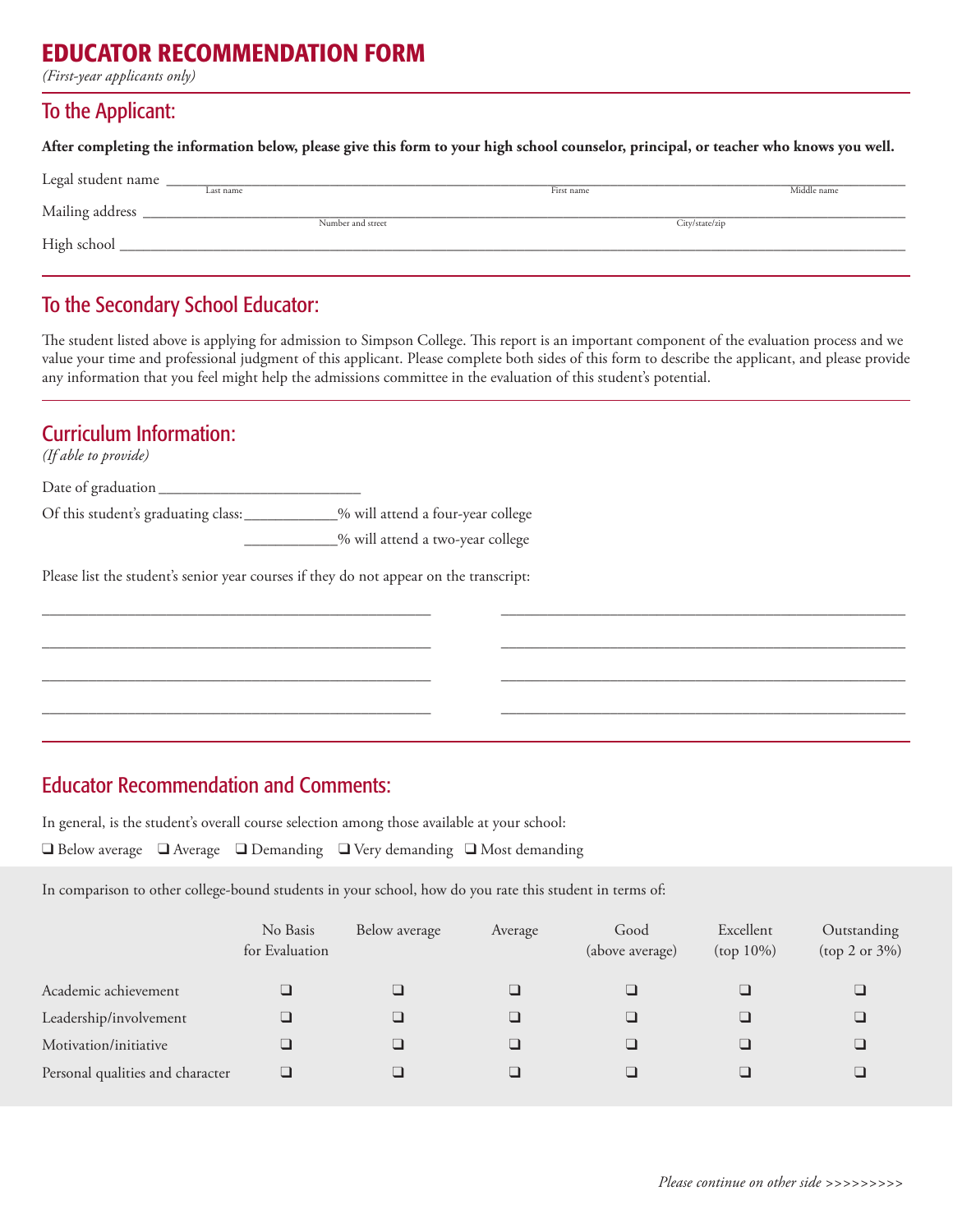# EDUCATOR RECOMMENDATION FORM

*(First-year applicants only)*

## To the Applicant:

**After completing the information below, please give this form to your high school counselor, principal, or teacher who knows you well.**

Legal student name ______________________________________________
Last name First name Middle name

Mailing address ______________________________________________
Number and street City/state/zip

High school ______________________________________________

## To the Secondary School Educator:

The student listed above is applying for admission to Simpson College. This report is an important component of the evaluation process and we value your time and professional judgment of this applicant. Please complete both sides of this form to describe the applicant, and please provide any information that you feel might help the admissions committee in the evaluation of this student's potential.

## Curriculum Information:

*(If able to provide)*

Date of graduation _________________________

Of this student's graduating class: ____________% will attend a four-year college

____________% will attend a two-year college

Please list the student's senior year courses if they do not appear on the transcript:

______________________________ ______________________________

______________________________ ______________________________

______________________________ ______________________________

______________________________ ______________________________

## Educator Recommendation and Comments:

In general, is the student's overall course selection among those available at your school:

❑ Below average ❑ Average ❑ Demanding ❑ Very demanding ❑ Most demanding

In comparison to other college-bound students in your school, how do you rate this student in terms of:

| | No Basis for Evaluation | Below average | Average | Good (above average) | Excellent (top 10%) | Outstanding (top 2 or 3%) |
|---|---|---|---|---|---|---|
| Academic achievement | ❑ | ❑ | ❑ | ❑ | ❑ | ❑ |
| Leadership/involvement | ❑ | ❑ | ❑ | ❑ | ❑ | ❑ |
| Motivation/initiative | ❑ | ❑ | ❑ | ❑ | ❑ | ❑ |
| Personal qualities and character | ❑ | ❑ | ❑ | ❑ | ❑ | ❑ |

*Please continue on other side >>>>>>>>>*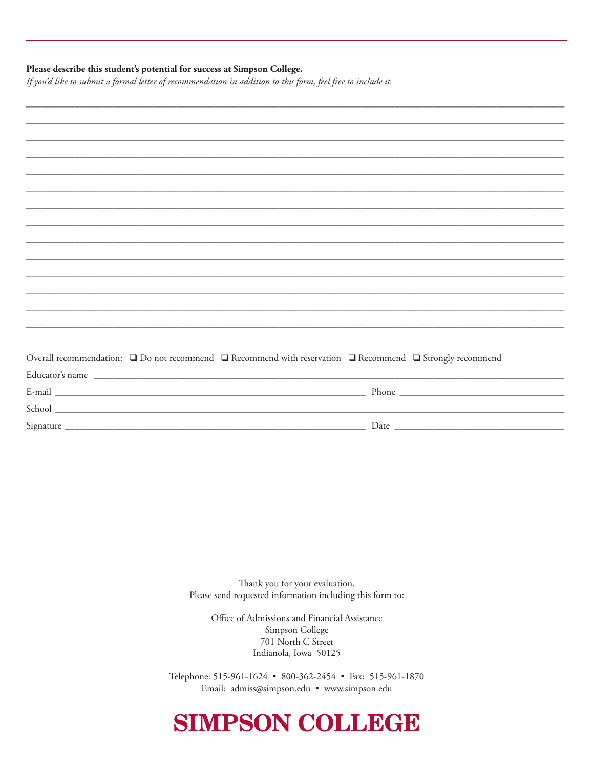**Please describe this student's potential for success at Simpson College.**

*If you'd like to submit a formal letter of recommendation in addition to this form, feel free to include it.*

Overall recommendation: ❑ Do not recommend ❑ Recommend with reservation ❑ Recommend ❑ Strongly recommend

Educator's name ______________________________

E-mail ______________________________ Phone ______________________________

School ______________________________

Signature ______________________________ Date ______________________________

Thank you for your evaluation.
Please send requested information including this form to:

Office of Admissions and Financial Assistance
Simpson College
701 North C Street
Indianola, Iowa 50125

Telephone: 515-961-1624 • 800-362-2454 • Fax: 515-961-1870
Email: admiss@simpson.edu • www.simpson.edu

**SIMPSON COLLEGE**